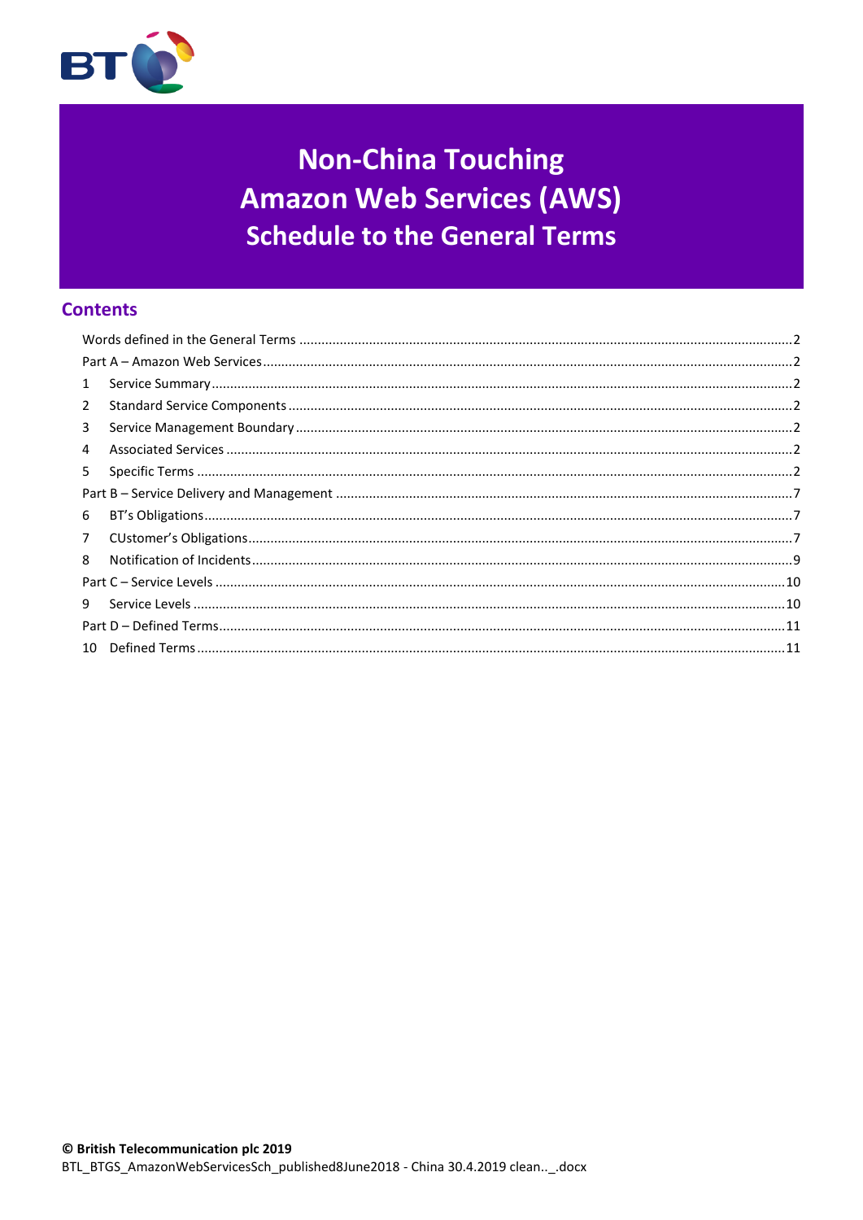# Non-China Touching Amazon Web Services (AWS) Schedule to the General Terms

## Contents

Words defined in the General Terms ..... 2
Part A – Amazon Web Services ..... 2
1 Service Summary ..... 2
2 Standard Service Components ..... 2
3 Service Management Boundary ..... 2
4 Associated Services ..... 2
5 Specific Terms ..... 2
Part B – Service Delivery and Management ..... 7
6 BT's Obligations ..... 7
7 CUstomer's Obligations ..... 7
8 Notification of Incidents ..... 9
Part C – Service Levels ..... 10
9 Service Levels ..... 10
Part D – Defined Terms ..... 11
10 Defined Terms ..... 11

**© British Telecommunication plc 2019**
BTL_BTGS_AmazonWebServicesSch_published8June2018 - China 30.4.2019 clean.._.docx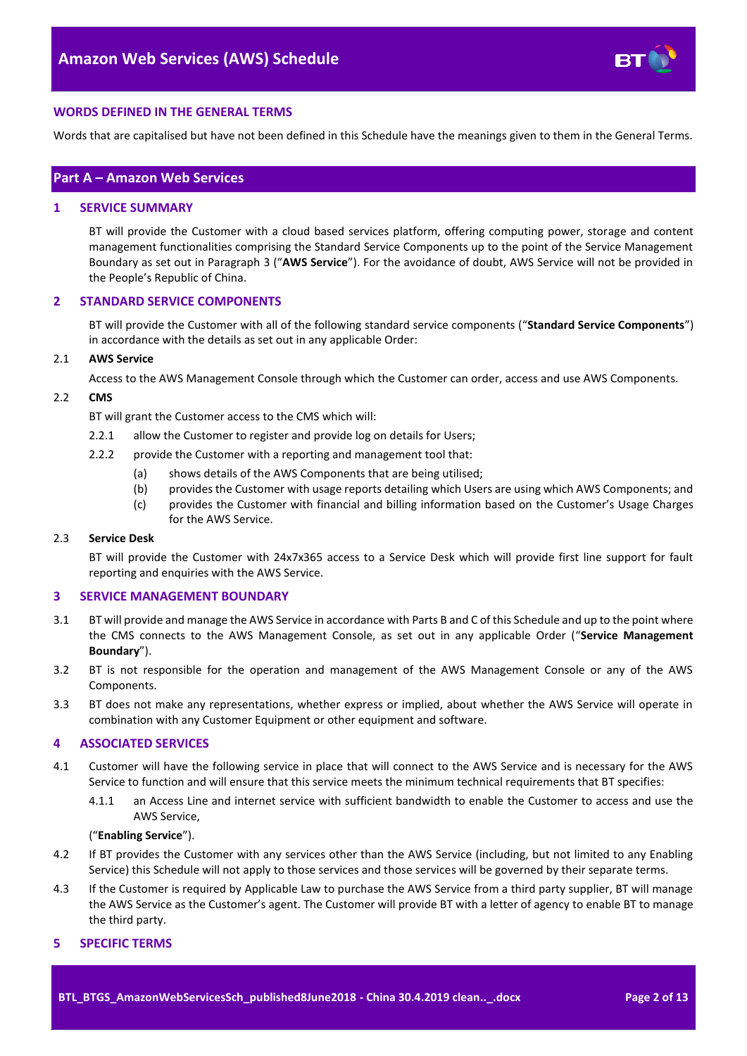## WORDS DEFINED IN THE GENERAL TERMS

Words that are capitalised but have not been defined in this Schedule have the meanings given to them in the General Terms.

# Part A – Amazon Web Services

## 1 SERVICE SUMMARY

BT will provide the Customer with a cloud based services platform, offering computing power, storage and content management functionalities comprising the Standard Service Components up to the point of the Service Management Boundary as set out in Paragraph 3 ("**AWS Service**"). For the avoidance of doubt, AWS Service will not be provided in the People's Republic of China.

## 2 STANDARD SERVICE COMPONENTS

BT will provide the Customer with all of the following standard service components ("**Standard Service Components**") in accordance with the details as set out in any applicable Order:

2.1 **AWS Service**

Access to the AWS Management Console through which the Customer can order, access and use AWS Components.

2.2 **CMS**

BT will grant the Customer access to the CMS which will:

2.2.1 allow the Customer to register and provide log on details for Users;

2.2.2 provide the Customer with a reporting and management tool that:

(a) shows details of the AWS Components that are being utilised;

(b) provides the Customer with usage reports detailing which Users are using which AWS Components; and

(c) provides the Customer with financial and billing information based on the Customer's Usage Charges for the AWS Service.

2.3 **Service Desk**

BT will provide the Customer with 24x7x365 access to a Service Desk which will provide first line support for fault reporting and enquiries with the AWS Service.

## 3 SERVICE MANAGEMENT BOUNDARY

3.1 BT will provide and manage the AWS Service in accordance with Parts B and C of this Schedule and up to the point where the CMS connects to the AWS Management Console, as set out in any applicable Order ("**Service Management Boundary**").

3.2 BT is not responsible for the operation and management of the AWS Management Console or any of the AWS Components.

3.3 BT does not make any representations, whether express or implied, about whether the AWS Service will operate in combination with any Customer Equipment or other equipment and software.

## 4 ASSOCIATED SERVICES

4.1 Customer will have the following service in place that will connect to the AWS Service and is necessary for the AWS Service to function and will ensure that this service meets the minimum technical requirements that BT specifies:

4.1.1 an Access Line and internet service with sufficient bandwidth to enable the Customer to access and use the AWS Service,

("**Enabling Service**").

4.2 If BT provides the Customer with any services other than the AWS Service (including, but not limited to any Enabling Service) this Schedule will not apply to those services and those services will be governed by their separate terms.

4.3 If the Customer is required by Applicable Law to purchase the AWS Service from a third party supplier, BT will manage the AWS Service as the Customer's agent. The Customer will provide BT with a letter of agency to enable BT to manage the third party.

## 5 SPECIFIC TERMS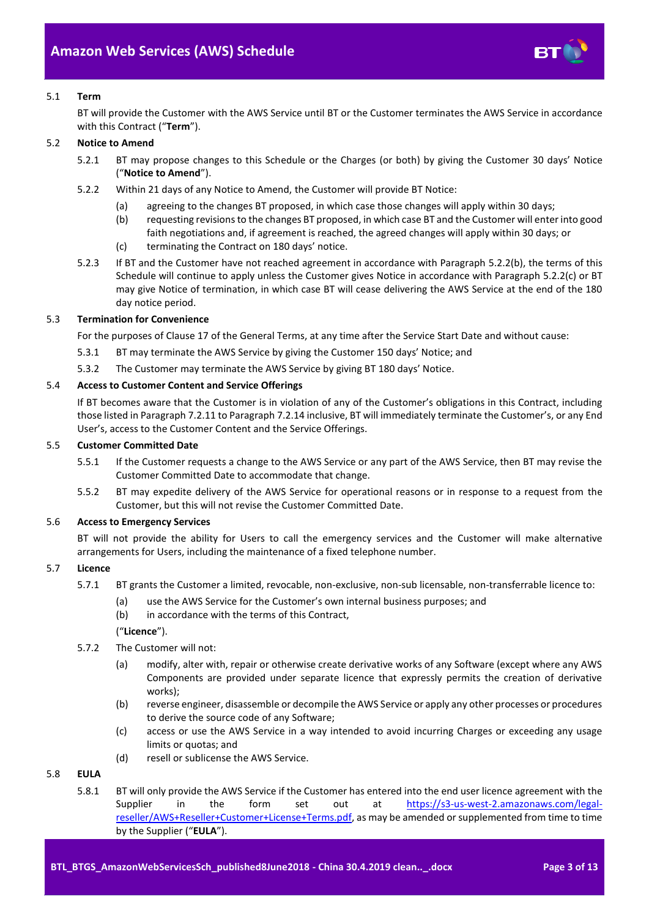### 5.1 Term

BT will provide the Customer with the AWS Service until BT or the Customer terminates the AWS Service in accordance with this Contract ("**Term**").

### 5.2 Notice to Amend

5.2.1 BT may propose changes to this Schedule or the Charges (or both) by giving the Customer 30 days' Notice ("**Notice to Amend**").

5.2.2 Within 21 days of any Notice to Amend, the Customer will provide BT Notice:

(a) agreeing to the changes BT proposed, in which case those changes will apply within 30 days;

(b) requesting revisions to the changes BT proposed, in which case BT and the Customer will enter into good faith negotiations and, if agreement is reached, the agreed changes will apply within 30 days; or

(c) terminating the Contract on 180 days' notice.

5.2.3 If BT and the Customer have not reached agreement in accordance with Paragraph 5.2.2(b), the terms of this Schedule will continue to apply unless the Customer gives Notice in accordance with Paragraph 5.2.2(c) or BT may give Notice of termination, in which case BT will cease delivering the AWS Service at the end of the 180 day notice period.

### 5.3 Termination for Convenience

For the purposes of Clause 17 of the General Terms, at any time after the Service Start Date and without cause:

5.3.1 BT may terminate the AWS Service by giving the Customer 150 days' Notice; and

5.3.2 The Customer may terminate the AWS Service by giving BT 180 days' Notice.

### 5.4 Access to Customer Content and Service Offerings

If BT becomes aware that the Customer is in violation of any of the Customer's obligations in this Contract, including those listed in Paragraph 7.2.11 to Paragraph 7.2.14 inclusive, BT will immediately terminate the Customer's, or any End User's, access to the Customer Content and the Service Offerings.

### 5.5 Customer Committed Date

5.5.1 If the Customer requests a change to the AWS Service or any part of the AWS Service, then BT may revise the Customer Committed Date to accommodate that change.

5.5.2 BT may expedite delivery of the AWS Service for operational reasons or in response to a request from the Customer, but this will not revise the Customer Committed Date.

### 5.6 Access to Emergency Services

BT will not provide the ability for Users to call the emergency services and the Customer will make alternative arrangements for Users, including the maintenance of a fixed telephone number.

### 5.7 Licence

5.7.1 BT grants the Customer a limited, revocable, non-exclusive, non-sub licensable, non-transferrable licence to:

(a) use the AWS Service for the Customer's own internal business purposes; and

(b) in accordance with the terms of this Contract,

("**Licence**").

5.7.2 The Customer will not:

(a) modify, alter with, repair or otherwise create derivative works of any Software (except where any AWS Components are provided under separate licence that expressly permits the creation of derivative works);

(b) reverse engineer, disassemble or decompile the AWS Service or apply any other processes or procedures to derive the source code of any Software;

(c) access or use the AWS Service in a way intended to avoid incurring Charges or exceeding any usage limits or quotas; and

(d) resell or sublicense the AWS Service.

### 5.8 EULA

5.8.1 BT will only provide the AWS Service if the Customer has entered into the end user licence agreement with the Supplier in the form set out at https://s3-us-west-2.amazonaws.com/legal-reseller/AWS+Reseller+Customer+License+Terms.pdf, as may be amended or supplemented from time to time by the Supplier ("**EULA**").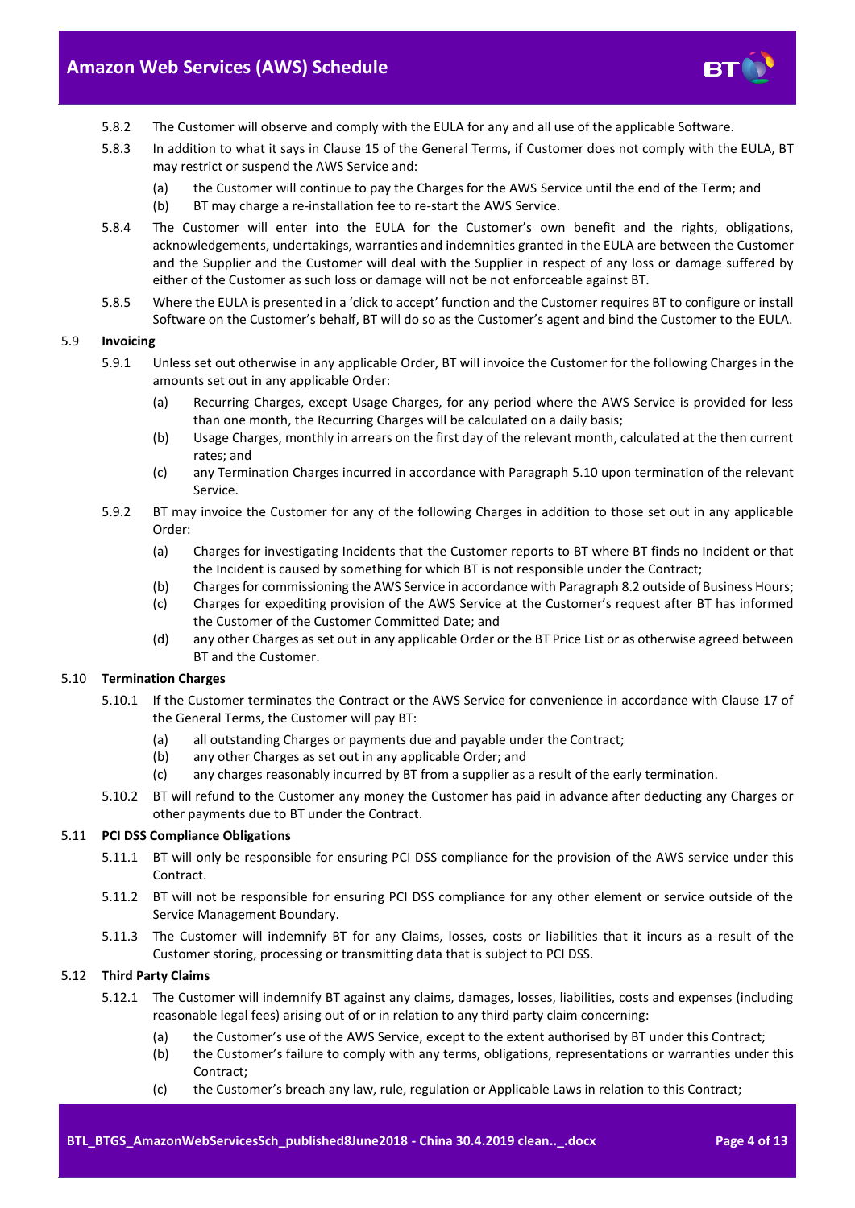5.8.2 The Customer will observe and comply with the EULA for any and all use of the applicable Software.

5.8.3 In addition to what it says in Clause 15 of the General Terms, if Customer does not comply with the EULA, BT may restrict or suspend the AWS Service and:

(a) the Customer will continue to pay the Charges for the AWS Service until the end of the Term; and

(b) BT may charge a re-installation fee to re-start the AWS Service.

5.8.4 The Customer will enter into the EULA for the Customer's own benefit and the rights, obligations, acknowledgements, undertakings, warranties and indemnities granted in the EULA are between the Customer and the Supplier and the Customer will deal with the Supplier in respect of any loss or damage suffered by either of the Customer as such loss or damage will not be not enforceable against BT.

5.8.5 Where the EULA is presented in a 'click to accept' function and the Customer requires BT to configure or install Software on the Customer's behalf, BT will do so as the Customer's agent and bind the Customer to the EULA.

### 5.9 Invoicing

5.9.1 Unless set out otherwise in any applicable Order, BT will invoice the Customer for the following Charges in the amounts set out in any applicable Order:

(a) Recurring Charges, except Usage Charges, for any period where the AWS Service is provided for less than one month, the Recurring Charges will be calculated on a daily basis;

(b) Usage Charges, monthly in arrears on the first day of the relevant month, calculated at the then current rates; and

(c) any Termination Charges incurred in accordance with Paragraph 5.10 upon termination of the relevant Service.

5.9.2 BT may invoice the Customer for any of the following Charges in addition to those set out in any applicable Order:

(a) Charges for investigating Incidents that the Customer reports to BT where BT finds no Incident or that the Incident is caused by something for which BT is not responsible under the Contract;

(b) Charges for commissioning the AWS Service in accordance with Paragraph 8.2 outside of Business Hours;

(c) Charges for expediting provision of the AWS Service at the Customer's request after BT has informed the Customer of the Customer Committed Date; and

(d) any other Charges as set out in any applicable Order or the BT Price List or as otherwise agreed between BT and the Customer.

### 5.10 Termination Charges

5.10.1 If the Customer terminates the Contract or the AWS Service for convenience in accordance with Clause 17 of the General Terms, the Customer will pay BT:

(a) all outstanding Charges or payments due and payable under the Contract;

(b) any other Charges as set out in any applicable Order; and

(c) any charges reasonably incurred by BT from a supplier as a result of the early termination.

5.10.2 BT will refund to the Customer any money the Customer has paid in advance after deducting any Charges or other payments due to BT under the Contract.

### 5.11 PCI DSS Compliance Obligations

5.11.1 BT will only be responsible for ensuring PCI DSS compliance for the provision of the AWS service under this Contract.

5.11.2 BT will not be responsible for ensuring PCI DSS compliance for any other element or service outside of the Service Management Boundary.

5.11.3 The Customer will indemnify BT for any Claims, losses, costs or liabilities that it incurs as a result of the Customer storing, processing or transmitting data that is subject to PCI DSS.

### 5.12 Third Party Claims

5.12.1 The Customer will indemnify BT against any claims, damages, losses, liabilities, costs and expenses (including reasonable legal fees) arising out of or in relation to any third party claim concerning:

(a) the Customer's use of the AWS Service, except to the extent authorised by BT under this Contract;

(b) the Customer's failure to comply with any terms, obligations, representations or warranties under this Contract;

(c) the Customer's breach any law, rule, regulation or Applicable Laws in relation to this Contract;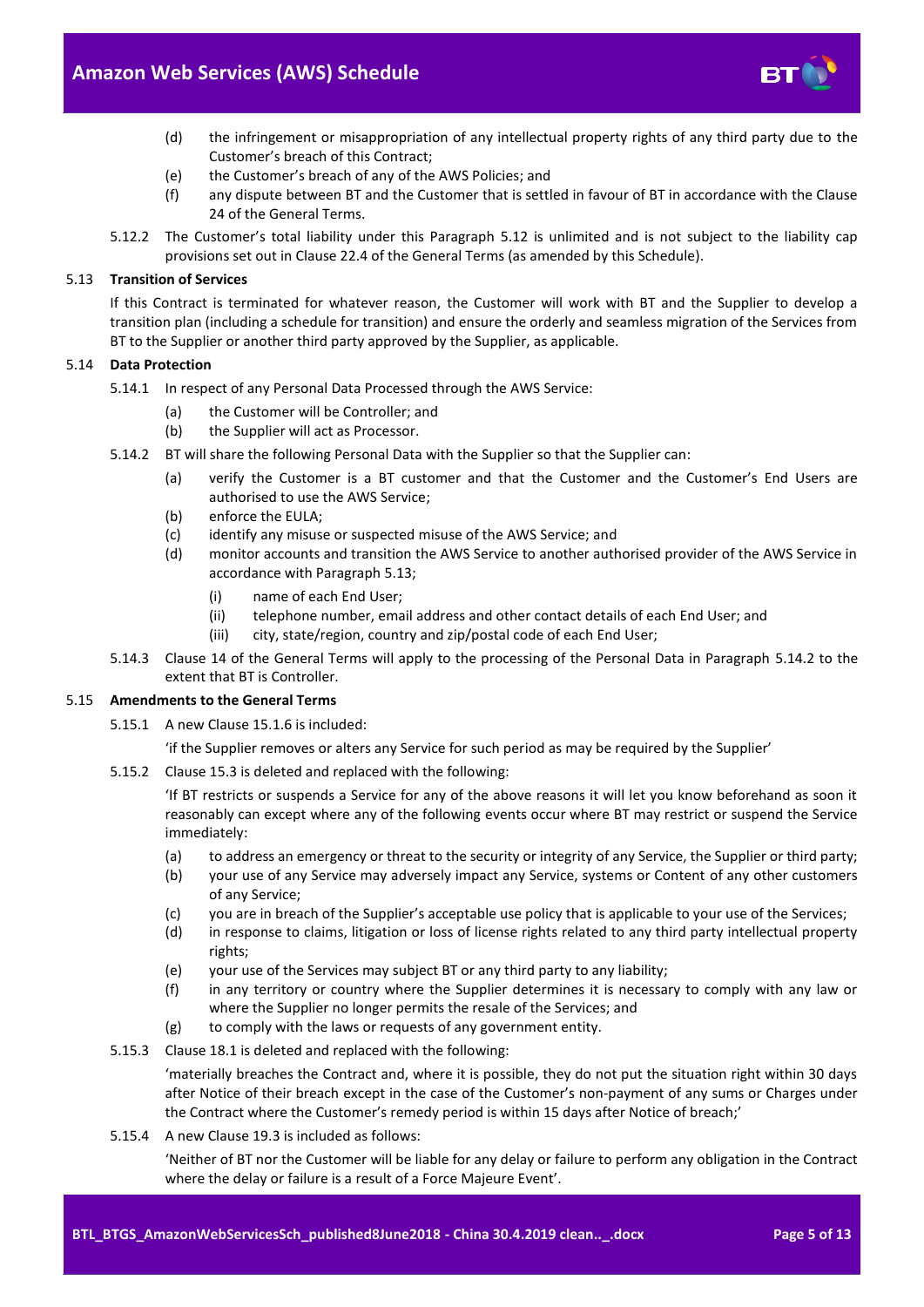(d) the infringement or misappropriation of any intellectual property rights of any third party due to the Customer's breach of this Contract;

(e) the Customer's breach of any of the AWS Policies; and

(f) any dispute between BT and the Customer that is settled in favour of BT in accordance with the Clause 24 of the General Terms.

5.12.2 The Customer's total liability under this Paragraph 5.12 is unlimited and is not subject to the liability cap provisions set out in Clause 22.4 of the General Terms (as amended by this Schedule).

### 5.13 Transition of Services

If this Contract is terminated for whatever reason, the Customer will work with BT and the Supplier to develop a transition plan (including a schedule for transition) and ensure the orderly and seamless migration of the Services from BT to the Supplier or another third party approved by the Supplier, as applicable.

### 5.14 Data Protection

5.14.1 In respect of any Personal Data Processed through the AWS Service:

(a) the Customer will be Controller; and

(b) the Supplier will act as Processor.

5.14.2 BT will share the following Personal Data with the Supplier so that the Supplier can:

(a) verify the Customer is a BT customer and that the Customer and the Customer's End Users are authorised to use the AWS Service;

(b) enforce the EULA;

(c) identify any misuse or suspected misuse of the AWS Service; and

(d) monitor accounts and transition the AWS Service to another authorised provider of the AWS Service in accordance with Paragraph 5.13;

(i) name of each End User;

(ii) telephone number, email address and other contact details of each End User; and

(iii) city, state/region, country and zip/postal code of each End User;

5.14.3 Clause 14 of the General Terms will apply to the processing of the Personal Data in Paragraph 5.14.2 to the extent that BT is Controller.

### 5.15 Amendments to the General Terms

5.15.1 A new Clause 15.1.6 is included:

'if the Supplier removes or alters any Service for such period as may be required by the Supplier'

5.15.2 Clause 15.3 is deleted and replaced with the following:

'If BT restricts or suspends a Service for any of the above reasons it will let you know beforehand as soon it reasonably can except where any of the following events occur where BT may restrict or suspend the Service immediately:

(a) to address an emergency or threat to the security or integrity of any Service, the Supplier or third party;

(b) your use of any Service may adversely impact any Service, systems or Content of any other customers of any Service;

(c) you are in breach of the Supplier's acceptable use policy that is applicable to your use of the Services;

(d) in response to claims, litigation or loss of license rights related to any third party intellectual property rights;

(e) your use of the Services may subject BT or any third party to any liability;

(f) in any territory or country where the Supplier determines it is necessary to comply with any law or where the Supplier no longer permits the resale of the Services; and

(g) to comply with the laws or requests of any government entity.

5.15.3 Clause 18.1 is deleted and replaced with the following:

'materially breaches the Contract and, where it is possible, they do not put the situation right within 30 days after Notice of their breach except in the case of the Customer's non-payment of any sums or Charges under the Contract where the Customer's remedy period is within 15 days after Notice of breach;'

5.15.4 A new Clause 19.3 is included as follows:

'Neither of BT nor the Customer will be liable for any delay or failure to perform any obligation in the Contract where the delay or failure is a result of a Force Majeure Event'.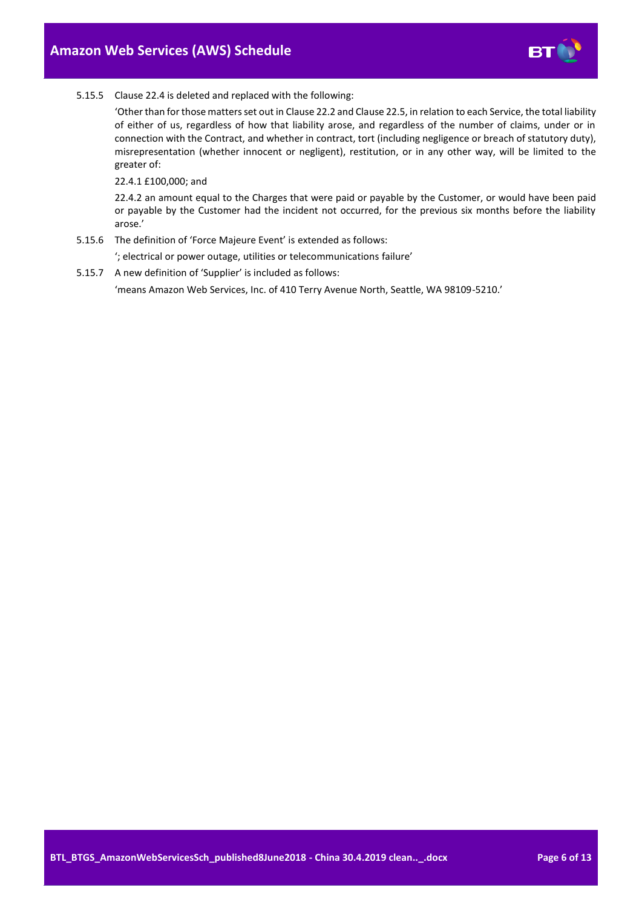5.15.5 Clause 22.4 is deleted and replaced with the following:

'Other than for those matters set out in Clause 22.2 and Clause 22.5, in relation to each Service, the total liability of either of us, regardless of how that liability arose, and regardless of the number of claims, under or in connection with the Contract, and whether in contract, tort (including negligence or breach of statutory duty), misrepresentation (whether innocent or negligent), restitution, or in any other way, will be limited to the greater of:

22.4.1 £100,000; and

22.4.2 an amount equal to the Charges that were paid or payable by the Customer, or would have been paid or payable by the Customer had the incident not occurred, for the previous six months before the liability arose.'

5.15.6 The definition of 'Force Majeure Event' is extended as follows:

'; electrical or power outage, utilities or telecommunications failure'

5.15.7 A new definition of 'Supplier' is included as follows:

'means Amazon Web Services, Inc. of 410 Terry Avenue North, Seattle, WA 98109-5210.'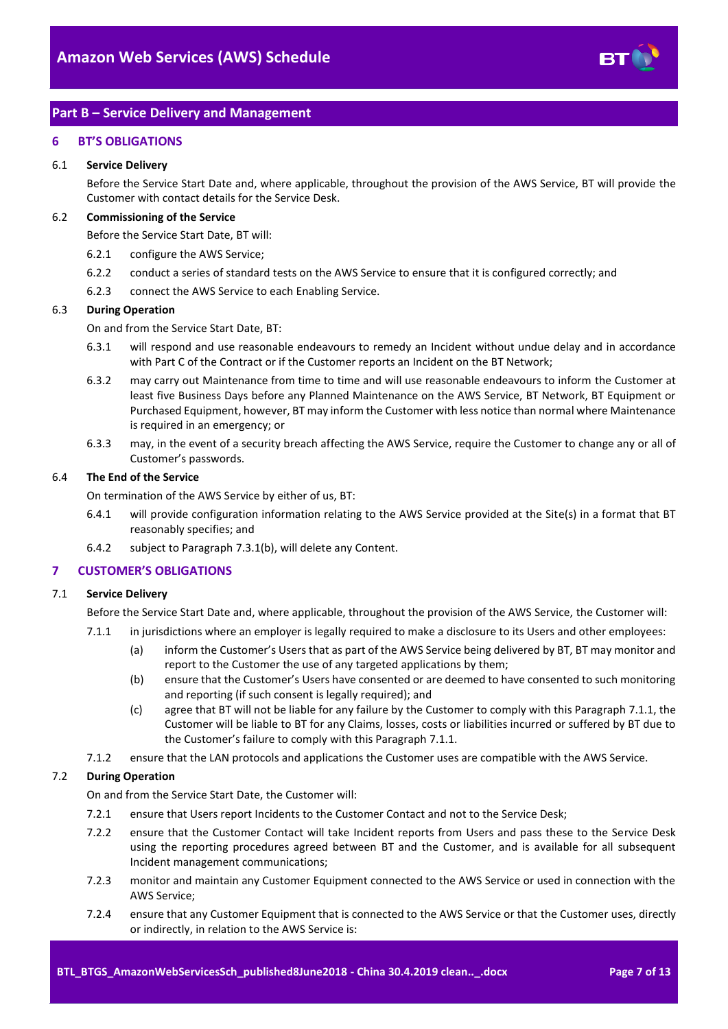## Part B – Service Delivery and Management

### 6 BT'S OBLIGATIONS

6.1 **Service Delivery**

Before the Service Start Date and, where applicable, throughout the provision of the AWS Service, BT will provide the Customer with contact details for the Service Desk.

6.2 **Commissioning of the Service**

Before the Service Start Date, BT will:

6.2.1 configure the AWS Service;

6.2.2 conduct a series of standard tests on the AWS Service to ensure that it is configured correctly; and

6.2.3 connect the AWS Service to each Enabling Service.

6.3 **During Operation**

On and from the Service Start Date, BT:

6.3.1 will respond and use reasonable endeavours to remedy an Incident without undue delay and in accordance with Part C of the Contract or if the Customer reports an Incident on the BT Network;

6.3.2 may carry out Maintenance from time to time and will use reasonable endeavours to inform the Customer at least five Business Days before any Planned Maintenance on the AWS Service, BT Network, BT Equipment or Purchased Equipment, however, BT may inform the Customer with less notice than normal where Maintenance is required in an emergency; or

6.3.3 may, in the event of a security breach affecting the AWS Service, require the Customer to change any or all of Customer's passwords.

6.4 **The End of the Service**

On termination of the AWS Service by either of us, BT:

6.4.1 will provide configuration information relating to the AWS Service provided at the Site(s) in a format that BT reasonably specifies; and

6.4.2 subject to Paragraph 7.3.1(b), will delete any Content.

### 7 CUSTOMER'S OBLIGATIONS

7.1 **Service Delivery**

Before the Service Start Date and, where applicable, throughout the provision of the AWS Service, the Customer will:

7.1.1 in jurisdictions where an employer is legally required to make a disclosure to its Users and other employees:

(a) inform the Customer's Users that as part of the AWS Service being delivered by BT, BT may monitor and report to the Customer the use of any targeted applications by them;

(b) ensure that the Customer's Users have consented or are deemed to have consented to such monitoring and reporting (if such consent is legally required); and

(c) agree that BT will not be liable for any failure by the Customer to comply with this Paragraph 7.1.1, the Customer will be liable to BT for any Claims, losses, costs or liabilities incurred or suffered by BT due to the Customer's failure to comply with this Paragraph 7.1.1.

7.1.2 ensure that the LAN protocols and applications the Customer uses are compatible with the AWS Service.

7.2 **During Operation**

On and from the Service Start Date, the Customer will:

7.2.1 ensure that Users report Incidents to the Customer Contact and not to the Service Desk;

7.2.2 ensure that the Customer Contact will take Incident reports from Users and pass these to the Service Desk using the reporting procedures agreed between BT and the Customer, and is available for all subsequent Incident management communications;

7.2.3 monitor and maintain any Customer Equipment connected to the AWS Service or used in connection with the AWS Service;

7.2.4 ensure that any Customer Equipment that is connected to the AWS Service or that the Customer uses, directly or indirectly, in relation to the AWS Service is: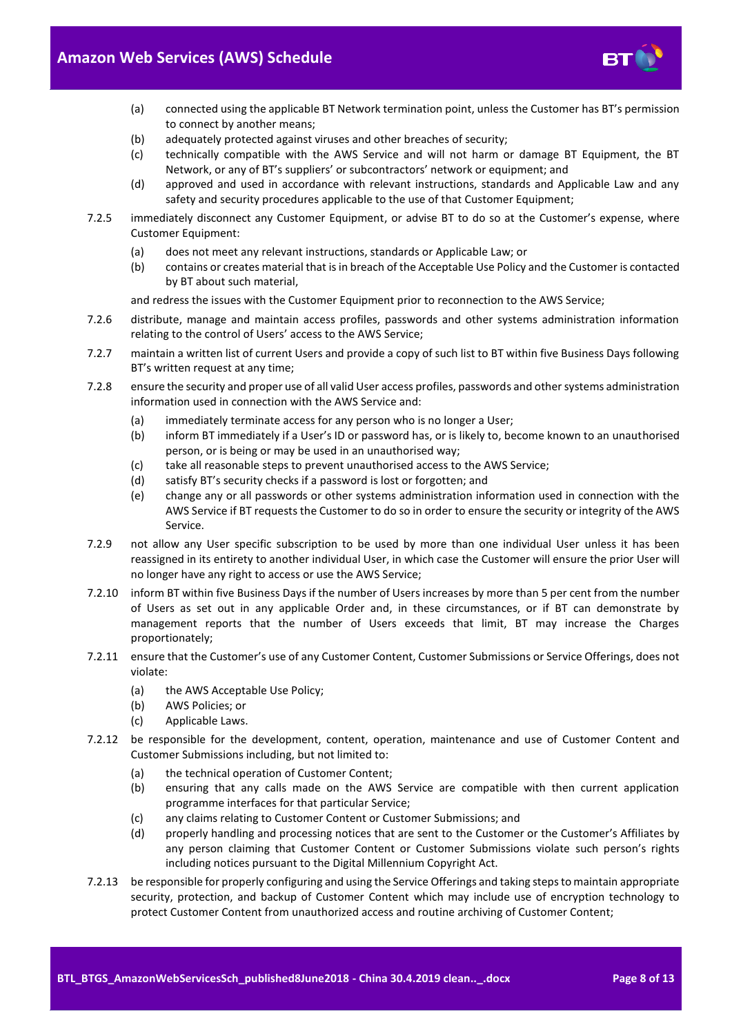(a) connected using the applicable BT Network termination point, unless the Customer has BT's permission to connect by another means;

(b) adequately protected against viruses and other breaches of security;

(c) technically compatible with the AWS Service and will not harm or damage BT Equipment, the BT Network, or any of BT's suppliers' or subcontractors' network or equipment; and

(d) approved and used in accordance with relevant instructions, standards and Applicable Law and any safety and security procedures applicable to the use of that Customer Equipment;

7.2.5 immediately disconnect any Customer Equipment, or advise BT to do so at the Customer's expense, where Customer Equipment:

(a) does not meet any relevant instructions, standards or Applicable Law; or

(b) contains or creates material that is in breach of the Acceptable Use Policy and the Customer is contacted by BT about such material,

and redress the issues with the Customer Equipment prior to reconnection to the AWS Service;

7.2.6 distribute, manage and maintain access profiles, passwords and other systems administration information relating to the control of Users' access to the AWS Service;

7.2.7 maintain a written list of current Users and provide a copy of such list to BT within five Business Days following BT's written request at any time;

7.2.8 ensure the security and proper use of all valid User access profiles, passwords and other systems administration information used in connection with the AWS Service and:

(a) immediately terminate access for any person who is no longer a User;

(b) inform BT immediately if a User's ID or password has, or is likely to, become known to an unauthorised person, or is being or may be used in an unauthorised way;

(c) take all reasonable steps to prevent unauthorised access to the AWS Service;

(d) satisfy BT's security checks if a password is lost or forgotten; and

(e) change any or all passwords or other systems administration information used in connection with the AWS Service if BT requests the Customer to do so in order to ensure the security or integrity of the AWS Service.

7.2.9 not allow any User specific subscription to be used by more than one individual User unless it has been reassigned in its entirety to another individual User, in which case the Customer will ensure the prior User will no longer have any right to access or use the AWS Service;

7.2.10 inform BT within five Business Days if the number of Users increases by more than 5 per cent from the number of Users as set out in any applicable Order and, in these circumstances, or if BT can demonstrate by management reports that the number of Users exceeds that limit, BT may increase the Charges proportionately;

7.2.11 ensure that the Customer's use of any Customer Content, Customer Submissions or Service Offerings, does not violate:

(a) the AWS Acceptable Use Policy;

(b) AWS Policies; or

(c) Applicable Laws.

7.2.12 be responsible for the development, content, operation, maintenance and use of Customer Content and Customer Submissions including, but not limited to:

(a) the technical operation of Customer Content;

(b) ensuring that any calls made on the AWS Service are compatible with then current application programme interfaces for that particular Service;

(c) any claims relating to Customer Content or Customer Submissions; and

(d) properly handling and processing notices that are sent to the Customer or the Customer's Affiliates by any person claiming that Customer Content or Customer Submissions violate such person's rights including notices pursuant to the Digital Millennium Copyright Act.

7.2.13 be responsible for properly configuring and using the Service Offerings and taking steps to maintain appropriate security, protection, and backup of Customer Content which may include use of encryption technology to protect Customer Content from unauthorized access and routine archiving of Customer Content;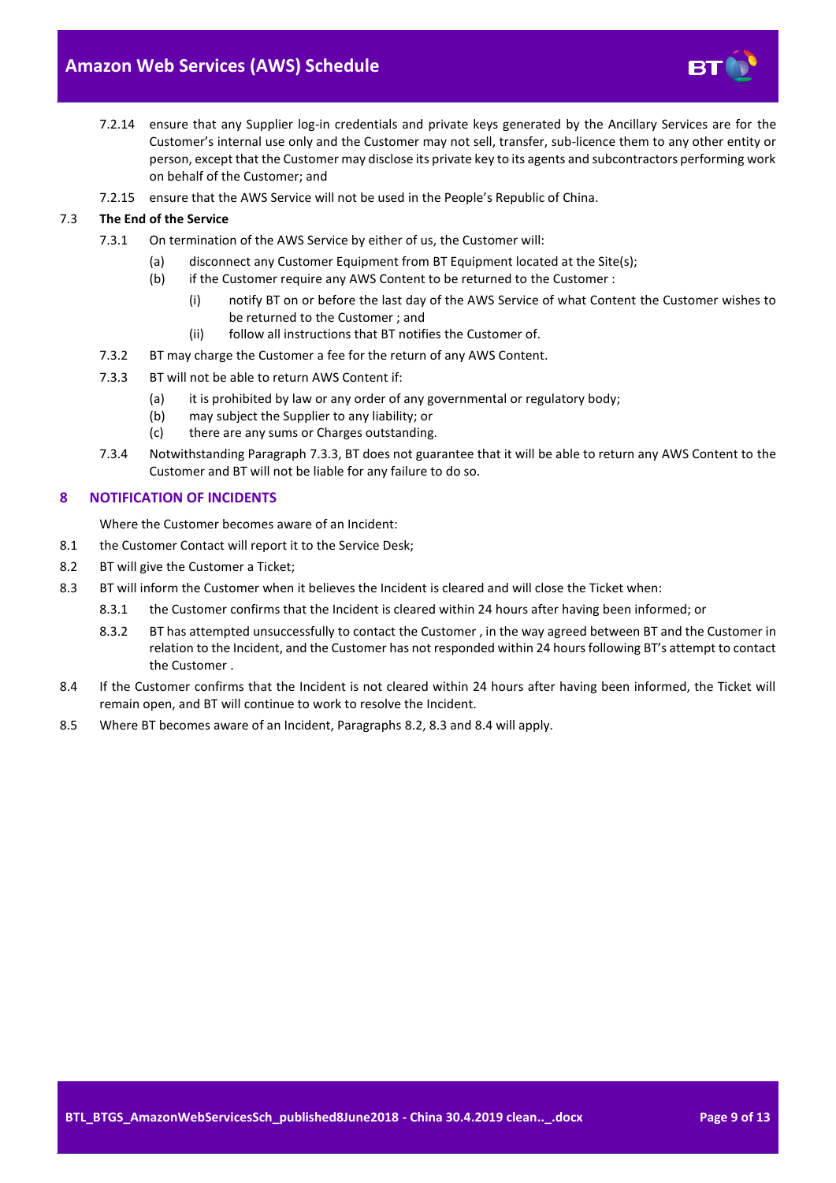7.2.14 ensure that any Supplier log-in credentials and private keys generated by the Ancillary Services are for the Customer's internal use only and the Customer may not sell, transfer, sub-licence them to any other entity or person, except that the Customer may disclose its private key to its agents and subcontractors performing work on behalf of the Customer; and

7.2.15 ensure that the AWS Service will not be used in the People's Republic of China.

7.3 **The End of the Service**

7.3.1 On termination of the AWS Service by either of us, the Customer will:

(a) disconnect any Customer Equipment from BT Equipment located at the Site(s);

(b) if the Customer require any AWS Content to be returned to the Customer :

(i) notify BT on or before the last day of the AWS Service of what Content the Customer wishes to be returned to the Customer ; and

(ii) follow all instructions that BT notifies the Customer of.

7.3.2 BT may charge the Customer a fee for the return of any AWS Content.

7.3.3 BT will not be able to return AWS Content if:

(a) it is prohibited by law or any order of any governmental or regulatory body;

(b) may subject the Supplier to any liability; or

(c) there are any sums or Charges outstanding.

7.3.4 Notwithstanding Paragraph 7.3.3, BT does not guarantee that it will be able to return any AWS Content to the Customer and BT will not be liable for any failure to do so.

## 8 NOTIFICATION OF INCIDENTS

Where the Customer becomes aware of an Incident:

8.1 the Customer Contact will report it to the Service Desk;

8.2 BT will give the Customer a Ticket;

8.3 BT will inform the Customer when it believes the Incident is cleared and will close the Ticket when:

8.3.1 the Customer confirms that the Incident is cleared within 24 hours after having been informed; or

8.3.2 BT has attempted unsuccessfully to contact the Customer , in the way agreed between BT and the Customer in relation to the Incident, and the Customer has not responded within 24 hours following BT's attempt to contact the Customer .

8.4 If the Customer confirms that the Incident is not cleared within 24 hours after having been informed, the Ticket will remain open, and BT will continue to work to resolve the Incident.

8.5 Where BT becomes aware of an Incident, Paragraphs 8.2, 8.3 and 8.4 will apply.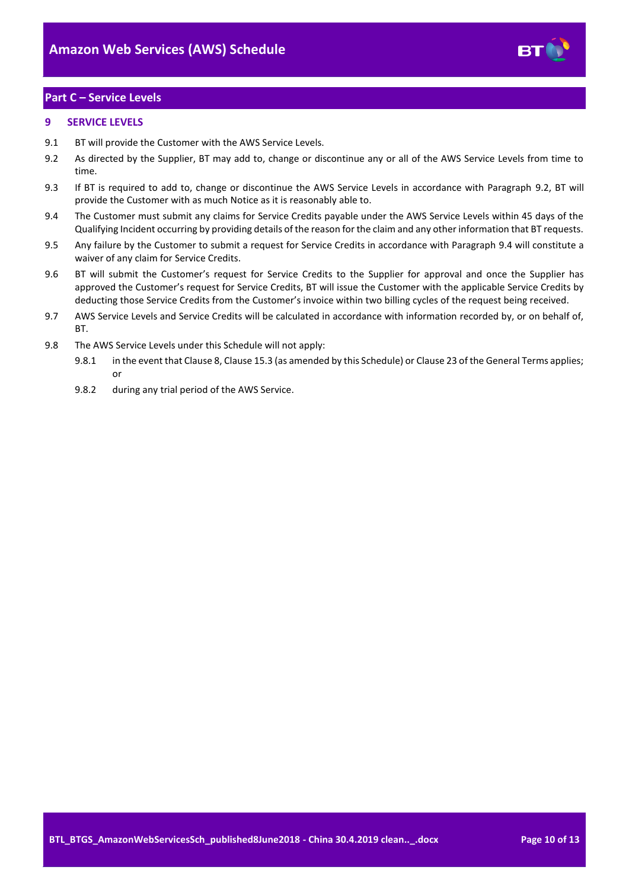## Part C – Service Levels

### 9 SERVICE LEVELS

9.1 BT will provide the Customer with the AWS Service Levels.

9.2 As directed by the Supplier, BT may add to, change or discontinue any or all of the AWS Service Levels from time to time.

9.3 If BT is required to add to, change or discontinue the AWS Service Levels in accordance with Paragraph 9.2, BT will provide the Customer with as much Notice as it is reasonably able to.

9.4 The Customer must submit any claims for Service Credits payable under the AWS Service Levels within 45 days of the Qualifying Incident occurring by providing details of the reason for the claim and any other information that BT requests.

9.5 Any failure by the Customer to submit a request for Service Credits in accordance with Paragraph 9.4 will constitute a waiver of any claim for Service Credits.

9.6 BT will submit the Customer's request for Service Credits to the Supplier for approval and once the Supplier has approved the Customer's request for Service Credits, BT will issue the Customer with the applicable Service Credits by deducting those Service Credits from the Customer's invoice within two billing cycles of the request being received.

9.7 AWS Service Levels and Service Credits will be calculated in accordance with information recorded by, or on behalf of, BT.

9.8 The AWS Service Levels under this Schedule will not apply:

- 9.8.1 in the event that Clause 8, Clause 15.3 (as amended by this Schedule) or Clause 23 of the General Terms applies; or
- 9.8.2 during any trial period of the AWS Service.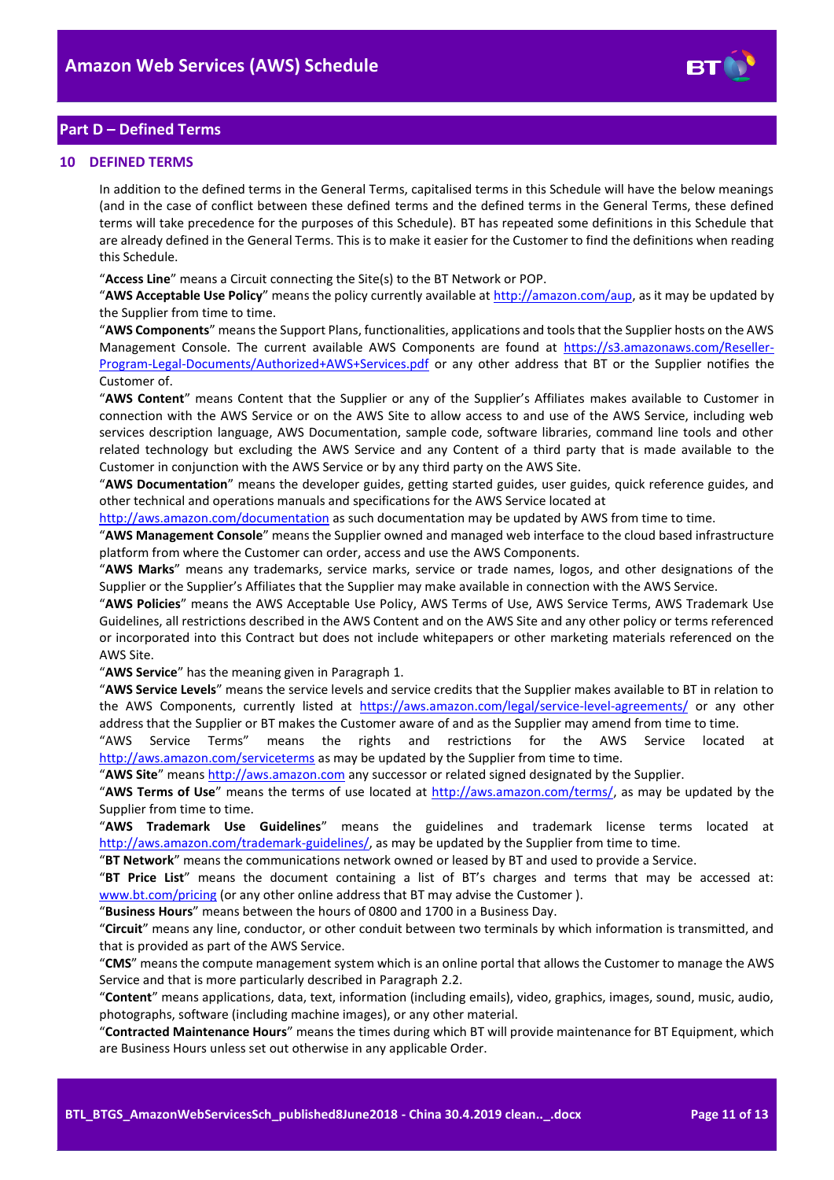## Part D – Defined Terms

### 10 DEFINED TERMS

In addition to the defined terms in the General Terms, capitalised terms in this Schedule will have the below meanings (and in the case of conflict between these defined terms and the defined terms in the General Terms, these defined terms will take precedence for the purposes of this Schedule). BT has repeated some definitions in this Schedule that are already defined in the General Terms. This is to make it easier for the Customer to find the definitions when reading this Schedule.

"**Access Line**" means a Circuit connecting the Site(s) to the BT Network or POP.

"**AWS Acceptable Use Policy**" means the policy currently available at http://amazon.com/aup, as it may be updated by the Supplier from time to time.

"**AWS Components**" means the Support Plans, functionalities, applications and tools that the Supplier hosts on the AWS Management Console. The current available AWS Components are found at https://s3.amazonaws.com/Reseller-Program-Legal-Documents/Authorized+AWS+Services.pdf or any other address that BT or the Supplier notifies the Customer of.

"**AWS Content**" means Content that the Supplier or any of the Supplier's Affiliates makes available to Customer in connection with the AWS Service or on the AWS Site to allow access to and use of the AWS Service, including web services description language, AWS Documentation, sample code, software libraries, command line tools and other related technology but excluding the AWS Service and any Content of a third party that is made available to the Customer in conjunction with the AWS Service or by any third party on the AWS Site.

"**AWS Documentation**" means the developer guides, getting started guides, user guides, quick reference guides, and other technical and operations manuals and specifications for the AWS Service located at http://aws.amazon.com/documentation as such documentation may be updated by AWS from time to time.

"**AWS Management Console**" means the Supplier owned and managed web interface to the cloud based infrastructure platform from where the Customer can order, access and use the AWS Components.

"**AWS Marks**" means any trademarks, service marks, service or trade names, logos, and other designations of the Supplier or the Supplier's Affiliates that the Supplier may make available in connection with the AWS Service.

"**AWS Policies**" means the AWS Acceptable Use Policy, AWS Terms of Use, AWS Service Terms, AWS Trademark Use Guidelines, all restrictions described in the AWS Content and on the AWS Site and any other policy or terms referenced or incorporated into this Contract but does not include whitepapers or other marketing materials referenced on the AWS Site.

"**AWS Service**" has the meaning given in Paragraph 1.

"**AWS Service Levels**" means the service levels and service credits that the Supplier makes available to BT in relation to the AWS Components, currently listed at https://aws.amazon.com/legal/service-level-agreements/ or any other address that the Supplier or BT makes the Customer aware of and as the Supplier may amend from time to time.

"AWS Service Terms" means the rights and restrictions for the AWS Service located at http://aws.amazon.com/serviceterms as may be updated by the Supplier from time to time.

"**AWS Site**" means http://aws.amazon.com any successor or related signed designated by the Supplier.

"**AWS Terms of Use**" means the terms of use located at http://aws.amazon.com/terms/, as may be updated by the Supplier from time to time.

"**AWS Trademark Use Guidelines**" means the guidelines and trademark license terms located at http://aws.amazon.com/trademark-guidelines/, as may be updated by the Supplier from time to time.

"**BT Network**" means the communications network owned or leased by BT and used to provide a Service.

"**BT Price List**" means the document containing a list of BT's charges and terms that may be accessed at: www.bt.com/pricing (or any other online address that BT may advise the Customer ).

"**Business Hours**" means between the hours of 0800 and 1700 in a Business Day.

"**Circuit**" means any line, conductor, or other conduit between two terminals by which information is transmitted, and that is provided as part of the AWS Service.

"**CMS**" means the compute management system which is an online portal that allows the Customer to manage the AWS Service and that is more particularly described in Paragraph 2.2.

"**Content**" means applications, data, text, information (including emails), video, graphics, images, sound, music, audio, photographs, software (including machine images), or any other material.

"**Contracted Maintenance Hours**" means the times during which BT will provide maintenance for BT Equipment, which are Business Hours unless set out otherwise in any applicable Order.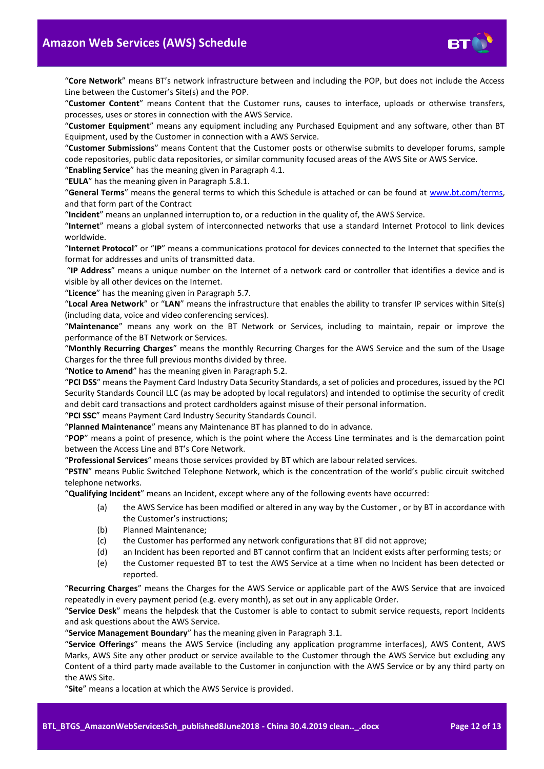"**Core Network**" means BT's network infrastructure between and including the POP, but does not include the Access Line between the Customer's Site(s) and the POP.

"**Customer Content**" means Content that the Customer runs, causes to interface, uploads or otherwise transfers, processes, uses or stores in connection with the AWS Service.

"**Customer Equipment**" means any equipment including any Purchased Equipment and any software, other than BT Equipment, used by the Customer in connection with a AWS Service.

"**Customer Submissions**" means Content that the Customer posts or otherwise submits to developer forums, sample code repositories, public data repositories, or similar community focused areas of the AWS Site or AWS Service.

"**Enabling Service**" has the meaning given in Paragraph 4.1.

"**EULA**" has the meaning given in Paragraph 5.8.1.

"**General Terms**" means the general terms to which this Schedule is attached or can be found at www.bt.com/terms, and that form part of the Contract

"**Incident**" means an unplanned interruption to, or a reduction in the quality of, the AWS Service.

"**Internet**" means a global system of interconnected networks that use a standard Internet Protocol to link devices worldwide.

"**Internet Protocol**" or "**IP**" means a communications protocol for devices connected to the Internet that specifies the format for addresses and units of transmitted data.

"**IP Address**" means a unique number on the Internet of a network card or controller that identifies a device and is visible by all other devices on the Internet.

"**Licence**" has the meaning given in Paragraph 5.7.

"**Local Area Network**" or "**LAN**" means the infrastructure that enables the ability to transfer IP services within Site(s) (including data, voice and video conferencing services).

"**Maintenance**" means any work on the BT Network or Services, including to maintain, repair or improve the performance of the BT Network or Services.

"**Monthly Recurring Charges**" means the monthly Recurring Charges for the AWS Service and the sum of the Usage Charges for the three full previous months divided by three.

"**Notice to Amend**" has the meaning given in Paragraph 5.2.

"**PCI DSS**" means the Payment Card Industry Data Security Standards, a set of policies and procedures, issued by the PCI Security Standards Council LLC (as may be adopted by local regulators) and intended to optimise the security of credit and debit card transactions and protect cardholders against misuse of their personal information.

"**PCI SSC**" means Payment Card Industry Security Standards Council.

"**Planned Maintenance**" means any Maintenance BT has planned to do in advance.

"**POP**" means a point of presence, which is the point where the Access Line terminates and is the demarcation point between the Access Line and BT's Core Network.

"**Professional Services**" means those services provided by BT which are labour related services.

"**PSTN**" means Public Switched Telephone Network, which is the concentration of the world's public circuit switched telephone networks.

"**Qualifying Incident**" means an Incident, except where any of the following events have occurred:

(a) the AWS Service has been modified or altered in any way by the Customer , or by BT in accordance with the Customer's instructions;

(b) Planned Maintenance;

(c) the Customer has performed any network configurations that BT did not approve;

(d) an Incident has been reported and BT cannot confirm that an Incident exists after performing tests; or

(e) the Customer requested BT to test the AWS Service at a time when no Incident has been detected or reported.

"**Recurring Charges**" means the Charges for the AWS Service or applicable part of the AWS Service that are invoiced repeatedly in every payment period (e.g. every month), as set out in any applicable Order.

"**Service Desk**" means the helpdesk that the Customer is able to contact to submit service requests, report Incidents and ask questions about the AWS Service.

"**Service Management Boundary**" has the meaning given in Paragraph 3.1.

"**Service Offerings**" means the AWS Service (including any application programme interfaces), AWS Content, AWS Marks, AWS Site any other product or service available to the Customer through the AWS Service but excluding any Content of a third party made available to the Customer in conjunction with the AWS Service or by any third party on the AWS Site.

"**Site**" means a location at which the AWS Service is provided.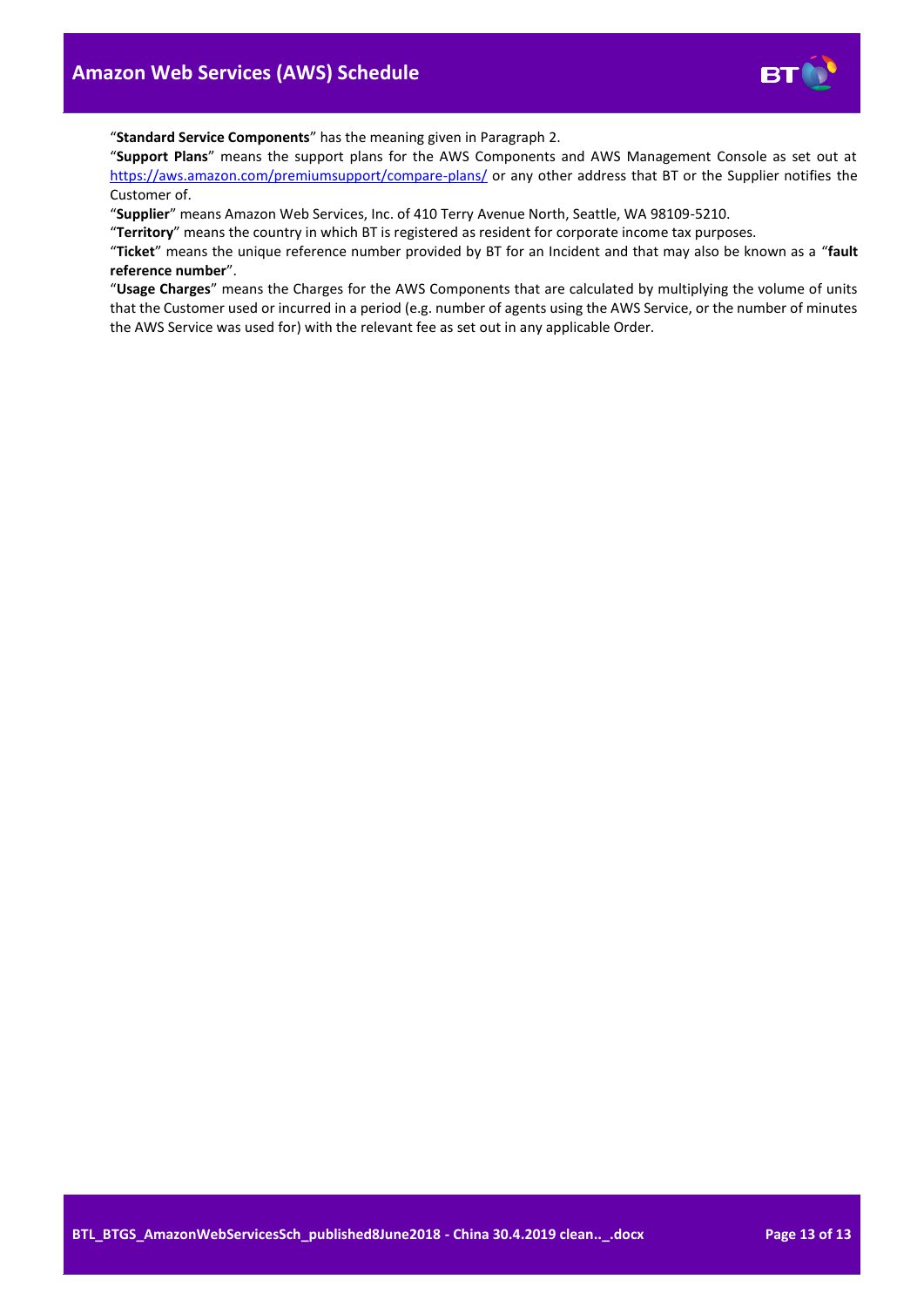"**Standard Service Components**" has the meaning given in Paragraph 2.

"**Support Plans**" means the support plans for the AWS Components and AWS Management Console as set out at https://aws.amazon.com/premiumsupport/compare-plans/ or any other address that BT or the Supplier notifies the Customer of.

"**Supplier**" means Amazon Web Services, Inc. of 410 Terry Avenue North, Seattle, WA 98109-5210.

"**Territory**" means the country in which BT is registered as resident for corporate income tax purposes.

"**Ticket**" means the unique reference number provided by BT for an Incident and that may also be known as a "**fault reference number**".

"**Usage Charges**" means the Charges for the AWS Components that are calculated by multiplying the volume of units that the Customer used or incurred in a period (e.g. number of agents using the AWS Service, or the number of minutes the AWS Service was used for) with the relevant fee as set out in any applicable Order.